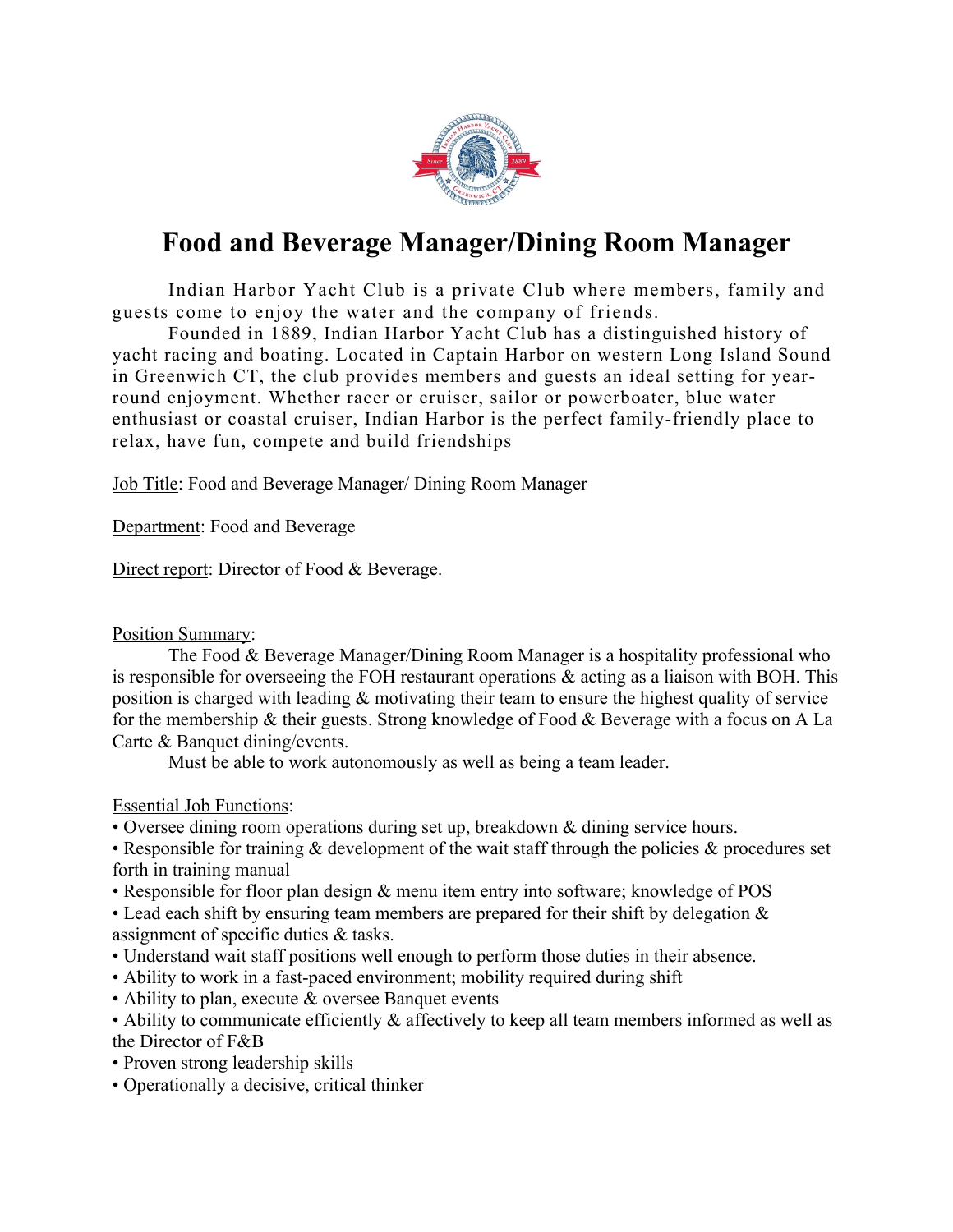# Food and Beverage Manager/Dining Room Manager

Indian Harbor Yacht Club is a private Club where members, family and guests come to enjoy the water and the company of friends.

Founded in 1889, Indian Harbor Yacht Club has a distinguished history of yacht racing and boating. Located in Captain Harbor on western Long Island Sound in Greenwich CT, the club provides members and guests an ideal setting for year-round enjoyment. Whether racer or cruiser, sailor or powerboater, blue water enthusiast or coastal cruiser, Indian Harbor is the perfect family-friendly place to relax, have fun, compete and build friendships

Job Title: Food and Beverage Manager/ Dining Room Manager

Department: Food and Beverage

Direct report: Director of Food & Beverage.

Position Summary:

The Food & Beverage Manager/Dining Room Manager is a hospitality professional who is responsible for overseeing the FOH restaurant operations & acting as a liaison with BOH. This position is charged with leading & motivating their team to ensure the highest quality of service for the membership & their guests. Strong knowledge of Food & Beverage with a focus on A La Carte & Banquet dining/events.

Must be able to work autonomously as well as being a team leader.

Essential Job Functions:

- Oversee dining room operations during set up, breakdown & dining service hours.
- Responsible for training & development of the wait staff through the policies & procedures set forth in training manual
- Responsible for floor plan design & menu item entry into software; knowledge of POS
- Lead each shift by ensuring team members are prepared for their shift by delegation & assignment of specific duties & tasks.
- Understand wait staff positions well enough to perform those duties in their absence.
- Ability to work in a fast-paced environment; mobility required during shift
- Ability to plan, execute & oversee Banquet events
- Ability to communicate efficiently & affectively to keep all team members informed as well as the Director of F&B
- Proven strong leadership skills
- Operationally a decisive, critical thinker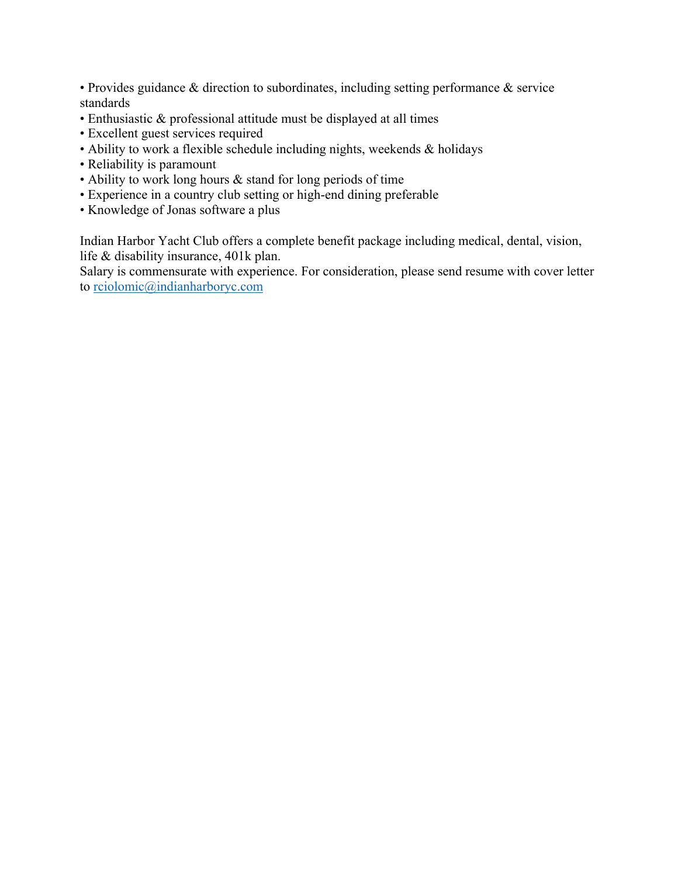- Provides guidance & direction to subordinates, including setting performance & service standards
- Enthusiastic & professional attitude must be displayed at all times
- Excellent guest services required
- Ability to work a flexible schedule including nights, weekends & holidays
- Reliability is paramount
- Ability to work long hours & stand for long periods of time
- Experience in a country club setting or high-end dining preferable
- Knowledge of Jonas software a plus

Indian Harbor Yacht Club offers a complete benefit package including medical, dental, vision, life & disability insurance, 401k plan.
Salary is commensurate with experience. For consideration, please send resume with cover letter to rciolomic@indianharboryc.com